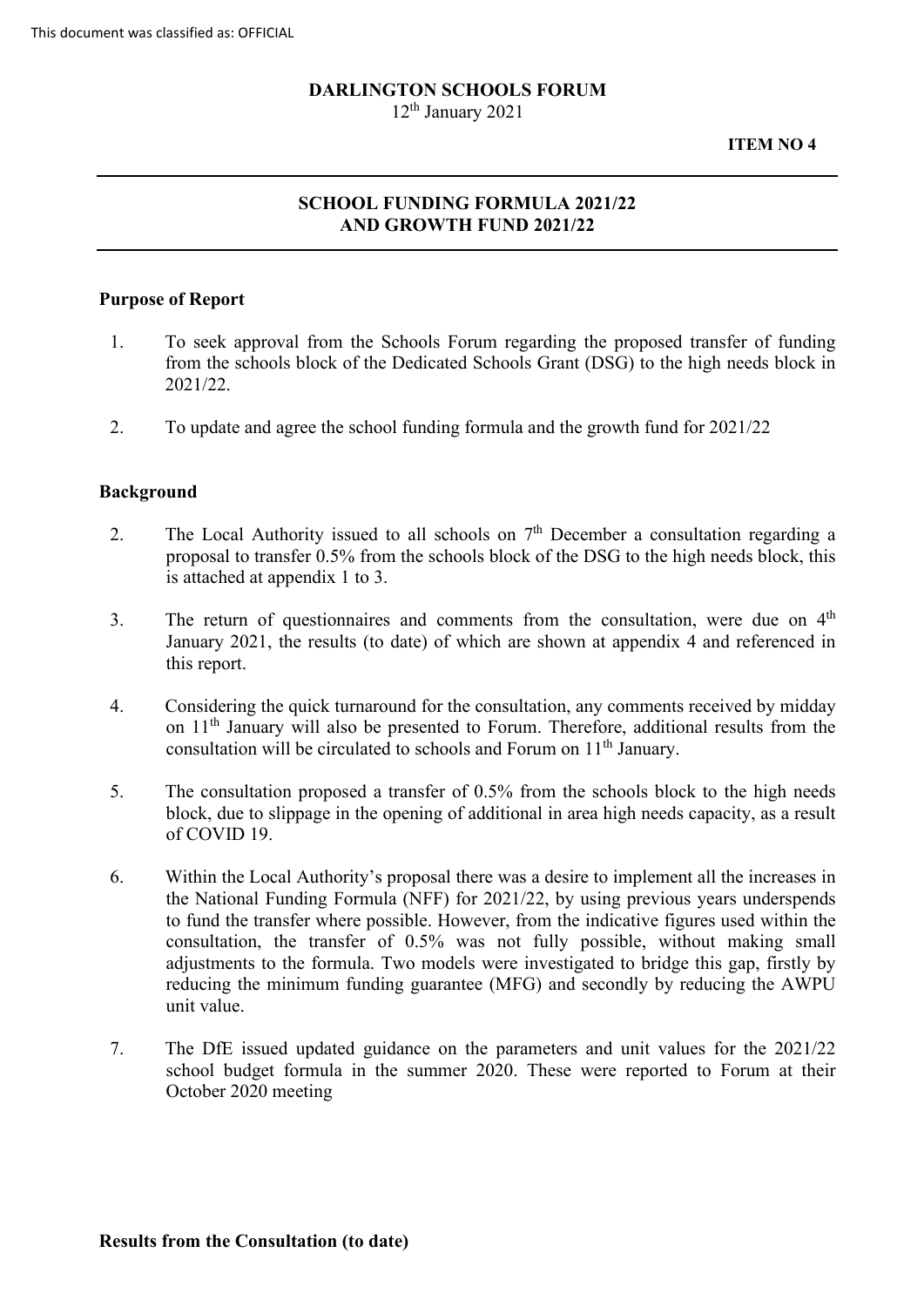This document was classified as: OFFICIAL

**DARLINGTON SCHOOLS FORUM**

12th January 2021

**ITEM NO 4**

---

**SCHOOL FUNDING FORMULA 2021/22**
**AND GROWTH FUND 2021/22**

---

## Purpose of Report

1. To seek approval from the Schools Forum regarding the proposed transfer of funding from the schools block of the Dedicated Schools Grant (DSG) to the high needs block in 2021/22.

2. To update and agree the school funding formula and the growth fund for 2021/22

## Background

2. The Local Authority issued to all schools on 7th December a consultation regarding a proposal to transfer 0.5% from the schools block of the DSG to the high needs block, this is attached at appendix 1 to 3.

3. The return of questionnaires and comments from the consultation, were due on 4th January 2021, the results (to date) of which are shown at appendix 4 and referenced in this report.

4. Considering the quick turnaround for the consultation, any comments received by midday on 11th January will also be presented to Forum. Therefore, additional results from the consultation will be circulated to schools and Forum on 11th January.

5. The consultation proposed a transfer of 0.5% from the schools block to the high needs block, due to slippage in the opening of additional in area high needs capacity, as a result of COVID 19.

6. Within the Local Authority's proposal there was a desire to implement all the increases in the National Funding Formula (NFF) for 2021/22, by using previous years underspends to fund the transfer where possible. However, from the indicative figures used within the consultation, the transfer of 0.5% was not fully possible, without making small adjustments to the formula. Two models were investigated to bridge this gap, firstly by reducing the minimum funding guarantee (MFG) and secondly by reducing the AWPU unit value.

7. The DfE issued updated guidance on the parameters and unit values for the 2021/22 school budget formula in the summer 2020. These were reported to Forum at their October 2020 meeting

## Results from the Consultation (to date)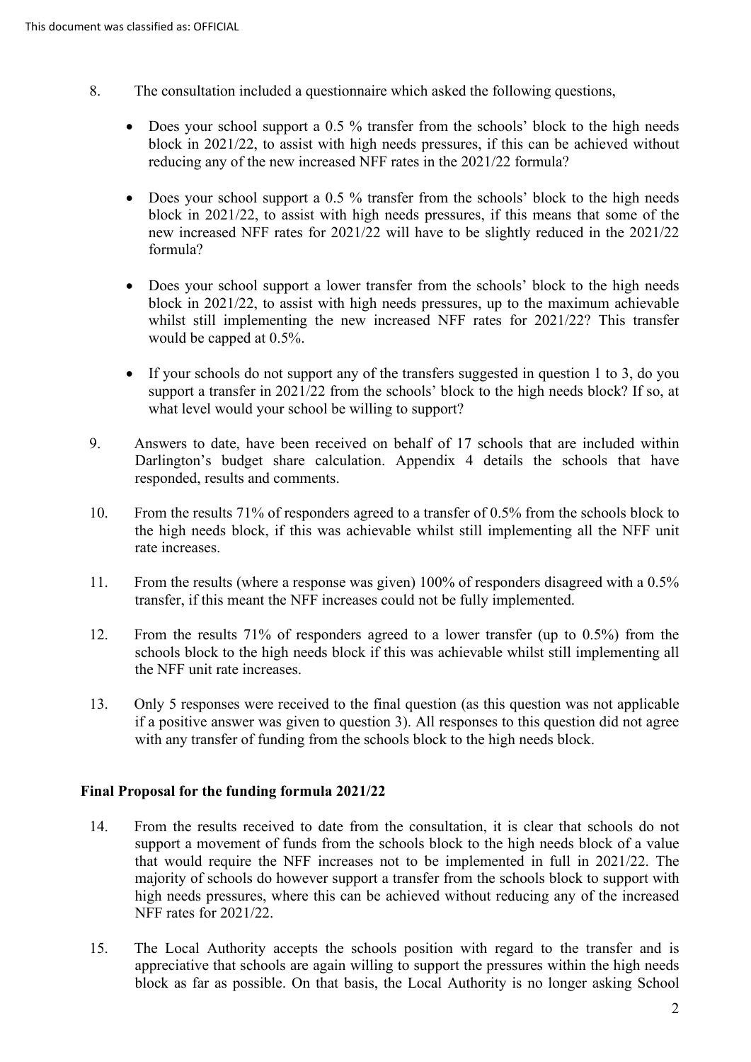8. The consultation included a questionnaire which asked the following questions,

   - Does your school support a 0.5 % transfer from the schools' block to the high needs block in 2021/22, to assist with high needs pressures, if this can be achieved without reducing any of the new increased NFF rates in the 2021/22 formula?

   - Does your school support a 0.5 % transfer from the schools' block to the high needs block in 2021/22, to assist with high needs pressures, if this means that some of the new increased NFF rates for 2021/22 will have to be slightly reduced in the 2021/22 formula?

   - Does your school support a lower transfer from the schools' block to the high needs block in 2021/22, to assist with high needs pressures, up to the maximum achievable whilst still implementing the new increased NFF rates for 2021/22? This transfer would be capped at 0.5%.

   - If your schools do not support any of the transfers suggested in question 1 to 3, do you support a transfer in 2021/22 from the schools' block to the high needs block? If so, at what level would your school be willing to support?

9. Answers to date, have been received on behalf of 17 schools that are included within Darlington's budget share calculation. Appendix 4 details the schools that have responded, results and comments.

10. From the results 71% of responders agreed to a transfer of 0.5% from the schools block to the high needs block, if this was achievable whilst still implementing all the NFF unit rate increases.

11. From the results (where a response was given) 100% of responders disagreed with a 0.5% transfer, if this meant the NFF increases could not be fully implemented.

12. From the results 71% of responders agreed to a lower transfer (up to 0.5%) from the schools block to the high needs block if this was achievable whilst still implementing all the NFF unit rate increases.

13. Only 5 responses were received to the final question (as this question was not applicable if a positive answer was given to question 3). All responses to this question did not agree with any transfer of funding from the schools block to the high needs block.

**Final Proposal for the funding formula 2021/22**

14. From the results received to date from the consultation, it is clear that schools do not support a movement of funds from the schools block to the high needs block of a value that would require the NFF increases not to be implemented in full in 2021/22. The majority of schools do however support a transfer from the schools block to support with high needs pressures, where this can be achieved without reducing any of the increased NFF rates for 2021/22.

15. The Local Authority accepts the schools position with regard to the transfer and is appreciative that schools are again willing to support the pressures within the high needs block as far as possible. On that basis, the Local Authority is no longer asking School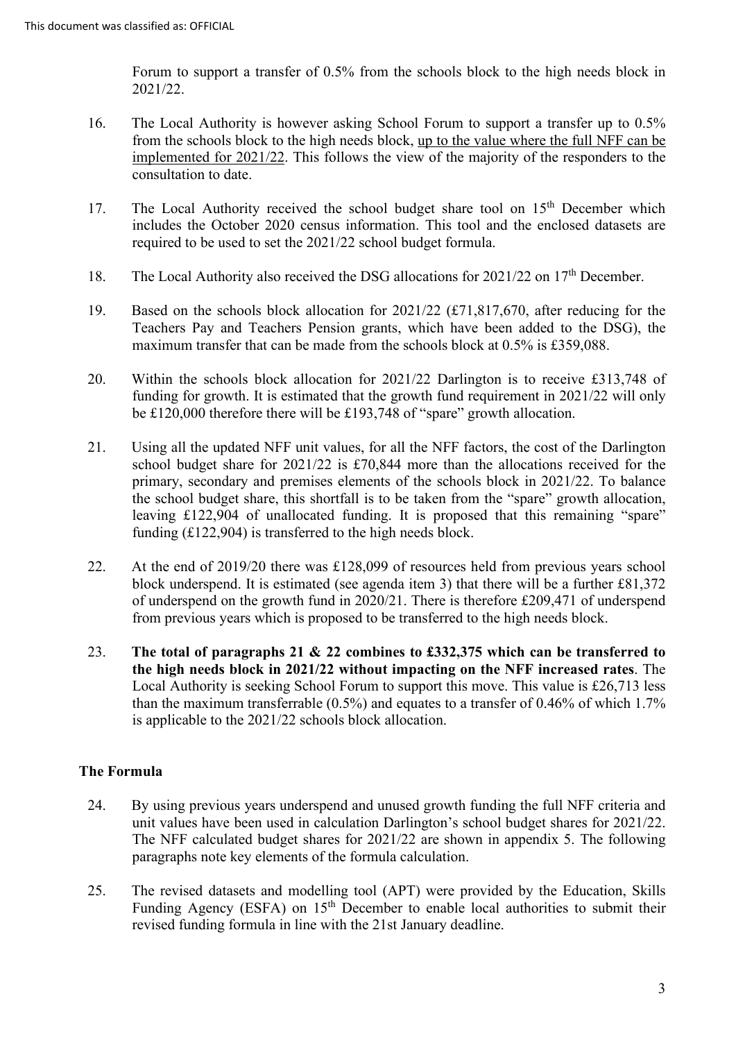Forum to support a transfer of 0.5% from the schools block to the high needs block in 2021/22.

16. The Local Authority is however asking School Forum to support a transfer up to 0.5% from the schools block to the high needs block, up to the value where the full NFF can be implemented for 2021/22. This follows the view of the majority of the responders to the consultation to date.

17. The Local Authority received the school budget share tool on 15th December which includes the October 2020 census information. This tool and the enclosed datasets are required to be used to set the 2021/22 school budget formula.

18. The Local Authority also received the DSG allocations for 2021/22 on 17th December.

19. Based on the schools block allocation for 2021/22 (£71,817,670, after reducing for the Teachers Pay and Teachers Pension grants, which have been added to the DSG), the maximum transfer that can be made from the schools block at 0.5% is £359,088.

20. Within the schools block allocation for 2021/22 Darlington is to receive £313,748 of funding for growth. It is estimated that the growth fund requirement in 2021/22 will only be £120,000 therefore there will be £193,748 of "spare" growth allocation.

21. Using all the updated NFF unit values, for all the NFF factors, the cost of the Darlington school budget share for 2021/22 is £70,844 more than the allocations received for the primary, secondary and premises elements of the schools block in 2021/22. To balance the school budget share, this shortfall is to be taken from the "spare" growth allocation, leaving £122,904 of unallocated funding. It is proposed that this remaining "spare" funding (£122,904) is transferred to the high needs block.

22. At the end of 2019/20 there was £128,099 of resources held from previous years school block underspend. It is estimated (see agenda item 3) that there will be a further £81,372 of underspend on the growth fund in 2020/21. There is therefore £209,471 of underspend from previous years which is proposed to be transferred to the high needs block.

23. **The total of paragraphs 21 & 22 combines to £332,375 which can be transferred to the high needs block in 2021/22 without impacting on the NFF increased rates**. The Local Authority is seeking School Forum to support this move. This value is £26,713 less than the maximum transferrable (0.5%) and equates to a transfer of 0.46% of which 1.7% is applicable to the 2021/22 schools block allocation.

## The Formula

24. By using previous years underspend and unused growth funding the full NFF criteria and unit values have been used in calculation Darlington's school budget shares for 2021/22. The NFF calculated budget shares for 2021/22 are shown in appendix 5. The following paragraphs note key elements of the formula calculation.

25. The revised datasets and modelling tool (APT) were provided by the Education, Skills Funding Agency (ESFA) on 15th December to enable local authorities to submit their revised funding formula in line with the 21st January deadline.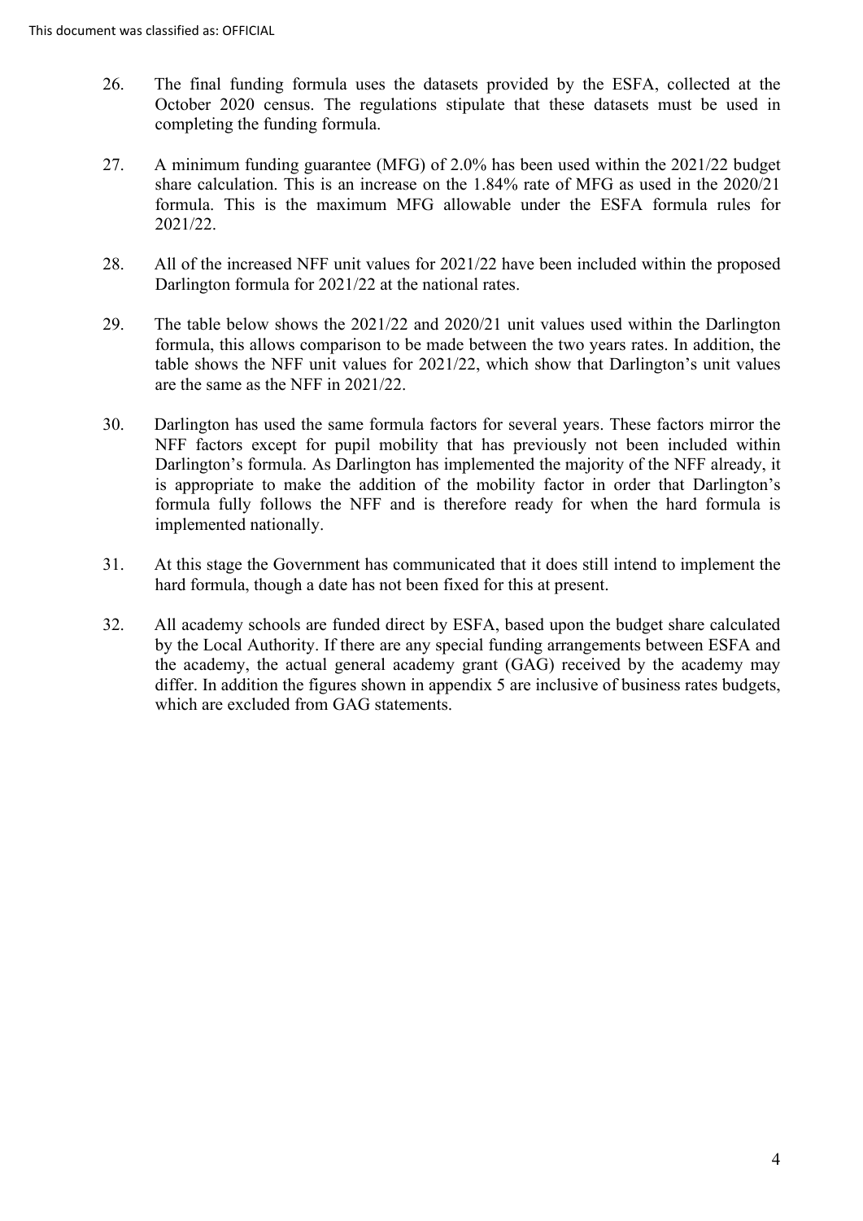26. The final funding formula uses the datasets provided by the ESFA, collected at the October 2020 census. The regulations stipulate that these datasets must be used in completing the funding formula.

27. A minimum funding guarantee (MFG) of 2.0% has been used within the 2021/22 budget share calculation. This is an increase on the 1.84% rate of MFG as used in the 2020/21 formula. This is the maximum MFG allowable under the ESFA formula rules for 2021/22.

28. All of the increased NFF unit values for 2021/22 have been included within the proposed Darlington formula for 2021/22 at the national rates.

29. The table below shows the 2021/22 and 2020/21 unit values used within the Darlington formula, this allows comparison to be made between the two years rates. In addition, the table shows the NFF unit values for 2021/22, which show that Darlington's unit values are the same as the NFF in 2021/22.

30. Darlington has used the same formula factors for several years. These factors mirror the NFF factors except for pupil mobility that has previously not been included within Darlington's formula. As Darlington has implemented the majority of the NFF already, it is appropriate to make the addition of the mobility factor in order that Darlington's formula fully follows the NFF and is therefore ready for when the hard formula is implemented nationally.

31. At this stage the Government has communicated that it does still intend to implement the hard formula, though a date has not been fixed for this at present.

32. All academy schools are funded direct by ESFA, based upon the budget share calculated by the Local Authority. If there are any special funding arrangements between ESFA and the academy, the actual general academy grant (GAG) received by the academy may differ. In addition the figures shown in appendix 5 are inclusive of business rates budgets, which are excluded from GAG statements.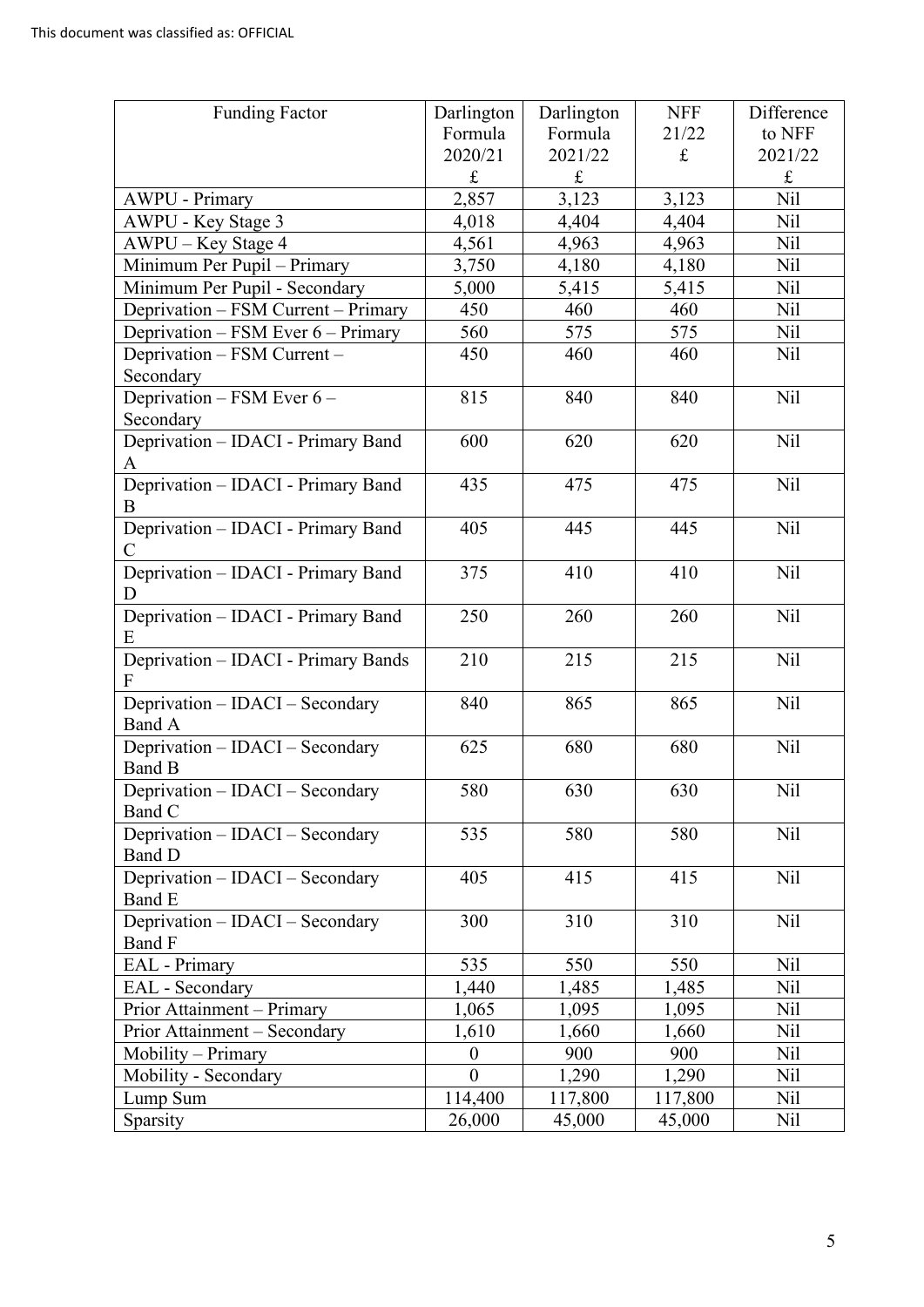This document was classified as: OFFICIAL

| Funding Factor | Darlington Formula 2020/21 £ | Darlington Formula 2021/22 £ | NFF 21/22 £ | Difference to NFF 2021/22 £ |
|---|---|---|---|---|
| AWPU - Primary | 2,857 | 3,123 | 3,123 | Nil |
| AWPU - Key Stage 3 | 4,018 | 4,404 | 4,404 | Nil |
| AWPU – Key Stage 4 | 4,561 | 4,963 | 4,963 | Nil |
| Minimum Per Pupil – Primary | 3,750 | 4,180 | 4,180 | Nil |
| Minimum Per Pupil - Secondary | 5,000 | 5,415 | 5,415 | Nil |
| Deprivation – FSM Current – Primary | 450 | 460 | 460 | Nil |
| Deprivation – FSM Ever 6 – Primary | 560 | 575 | 575 | Nil |
| Deprivation – FSM Current – Secondary | 450 | 460 | 460 | Nil |
| Deprivation – FSM Ever 6 – Secondary | 815 | 840 | 840 | Nil |
| Deprivation – IDACI - Primary Band A | 600 | 620 | 620 | Nil |
| Deprivation – IDACI - Primary Band B | 435 | 475 | 475 | Nil |
| Deprivation – IDACI - Primary Band C | 405 | 445 | 445 | Nil |
| Deprivation – IDACI - Primary Band D | 375 | 410 | 410 | Nil |
| Deprivation – IDACI - Primary Band E | 250 | 260 | 260 | Nil |
| Deprivation – IDACI - Primary Bands F | 210 | 215 | 215 | Nil |
| Deprivation – IDACI – Secondary Band A | 840 | 865 | 865 | Nil |
| Deprivation – IDACI – Secondary Band B | 625 | 680 | 680 | Nil |
| Deprivation – IDACI – Secondary Band C | 580 | 630 | 630 | Nil |
| Deprivation – IDACI – Secondary Band D | 535 | 580 | 580 | Nil |
| Deprivation – IDACI – Secondary Band E | 405 | 415 | 415 | Nil |
| Deprivation – IDACI – Secondary Band F | 300 | 310 | 310 | Nil |
| EAL - Primary | 535 | 550 | 550 | Nil |
| EAL - Secondary | 1,440 | 1,485 | 1,485 | Nil |
| Prior Attainment – Primary | 1,065 | 1,095 | 1,095 | Nil |
| Prior Attainment – Secondary | 1,610 | 1,660 | 1,660 | Nil |
| Mobility – Primary | 0 | 900 | 900 | Nil |
| Mobility - Secondary | 0 | 1,290 | 1,290 | Nil |
| Lump Sum | 114,400 | 117,800 | 117,800 | Nil |
| Sparsity | 26,000 | 45,000 | 45,000 | Nil |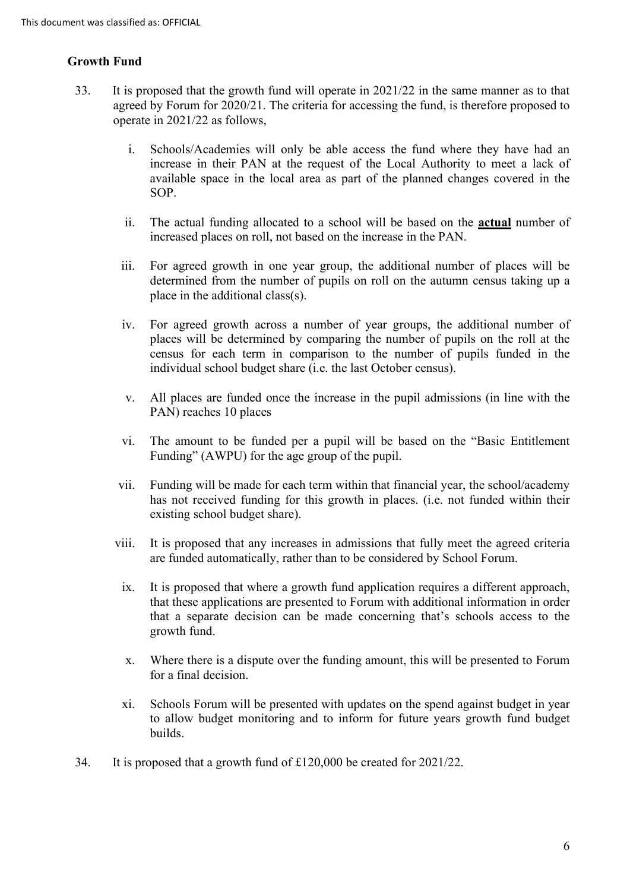## Growth Fund

33. It is proposed that the growth fund will operate in 2021/22 in the same manner as to that agreed by Forum for 2020/21. The criteria for accessing the fund, is therefore proposed to operate in 2021/22 as follows,

    i. Schools/Academies will only be able access the fund where they have had an increase in their PAN at the request of the Local Authority to meet a lack of available space in the local area as part of the planned changes covered in the SOP.

    ii. The actual funding allocated to a school will be based on the **actual** number of increased places on roll, not based on the increase in the PAN.

    iii. For agreed growth in one year group, the additional number of places will be determined from the number of pupils on roll on the autumn census taking up a place in the additional class(s).

    iv. For agreed growth across a number of year groups, the additional number of places will be determined by comparing the number of pupils on the roll at the census for each term in comparison to the number of pupils funded in the individual school budget share (i.e. the last October census).

    v. All places are funded once the increase in the pupil admissions (in line with the PAN) reaches 10 places

    vi. The amount to be funded per a pupil will be based on the "Basic Entitlement Funding" (AWPU) for the age group of the pupil.

    vii. Funding will be made for each term within that financial year, the school/academy has not received funding for this growth in places. (i.e. not funded within their existing school budget share).

    viii. It is proposed that any increases in admissions that fully meet the agreed criteria are funded automatically, rather than to be considered by School Forum.

    ix. It is proposed that where a growth fund application requires a different approach, that these applications are presented to Forum with additional information in order that a separate decision can be made concerning that's schools access to the growth fund.

    x. Where there is a dispute over the funding amount, this will be presented to Forum for a final decision.

    xi. Schools Forum will be presented with updates on the spend against budget in year to allow budget monitoring and to inform for future years growth fund budget builds.

34. It is proposed that a growth fund of £120,000 be created for 2021/22.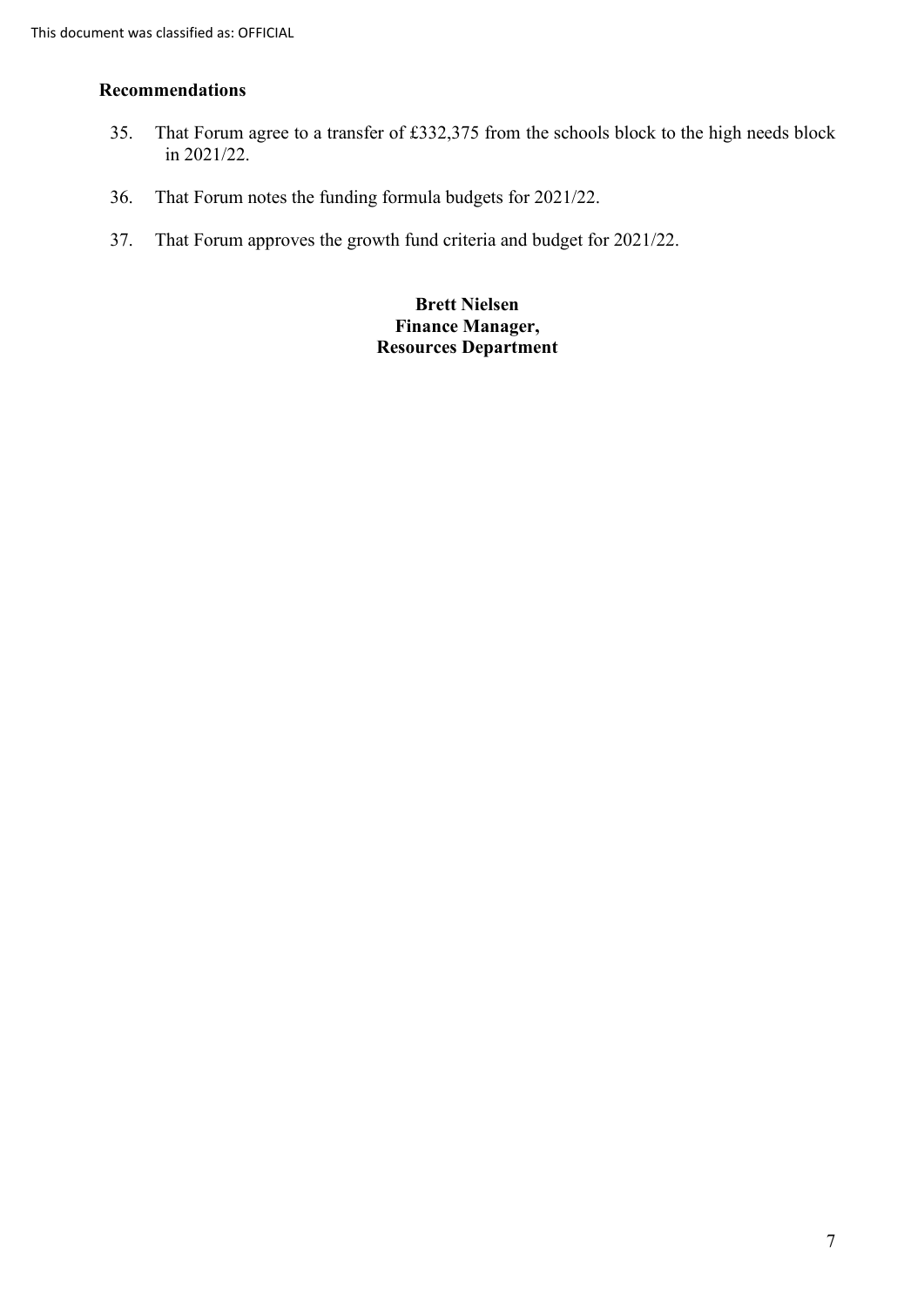## Recommendations

35. That Forum agree to a transfer of £332,375 from the schools block to the high needs block in 2021/22.

36. That Forum notes the funding formula budgets for 2021/22.

37. That Forum approves the growth fund criteria and budget for 2021/22.

**Brett Nielsen**
**Finance Manager,**
**Resources Department**